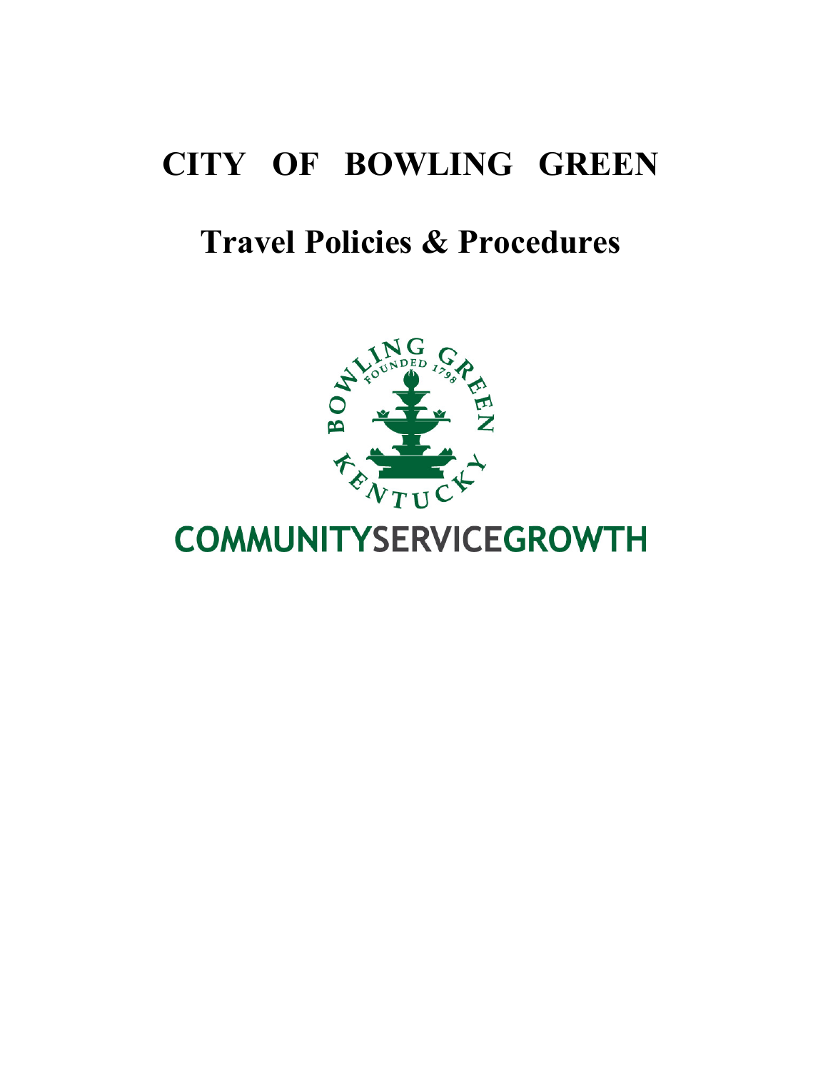# CITY OF BOWLING GREEN

## Travel Policies & Procedures

COMMUNITYSERVICEGROWTH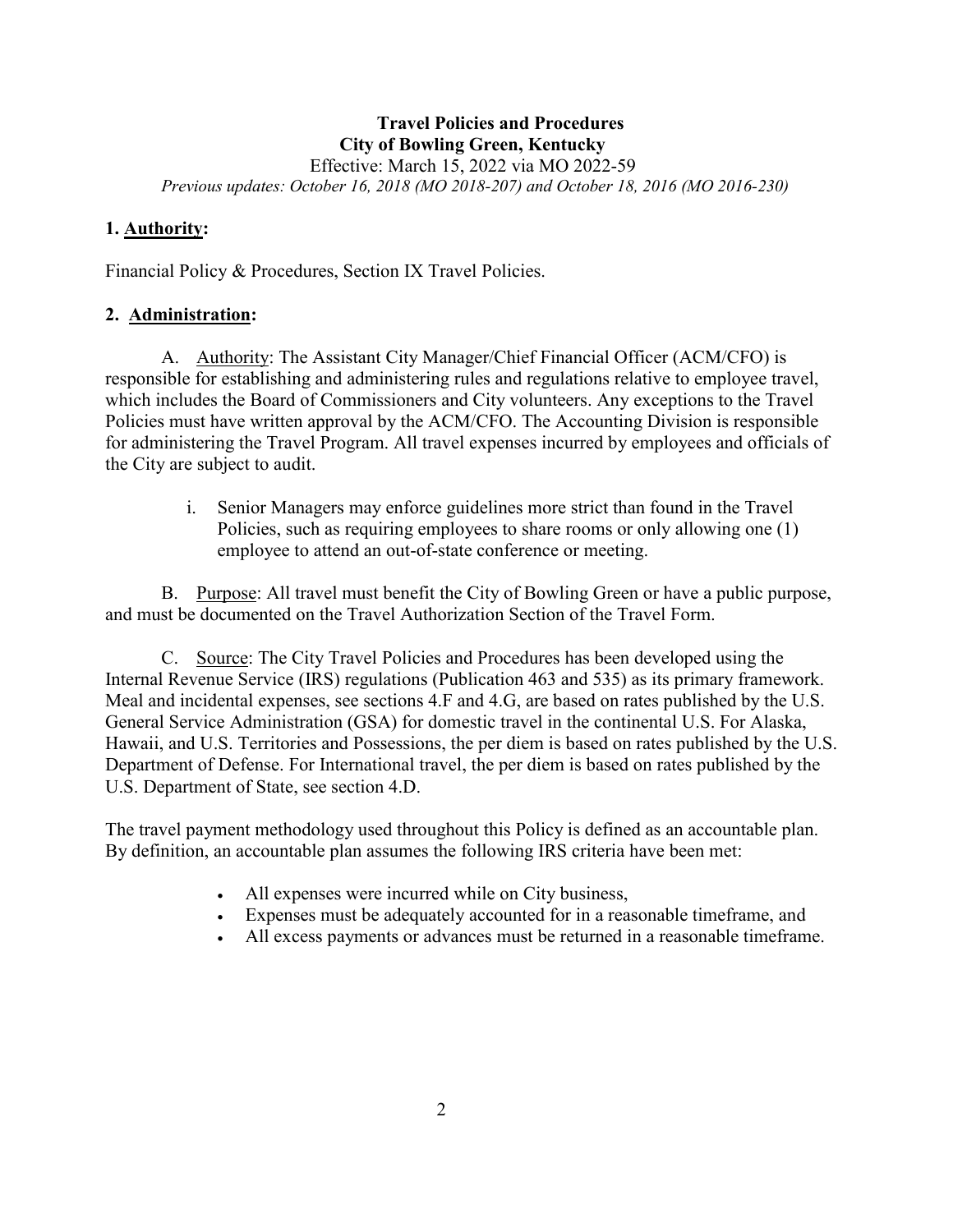**Travel Policies and Procedures**
**City of Bowling Green, Kentucky**
Effective: March 15, 2022 via MO 2022-59
*Previous updates: October 16, 2018 (MO 2018-207) and October 18, 2016 (MO 2016-230)*

## 1. Authority:

Financial Policy & Procedures, Section IX Travel Policies.

## 2. Administration:

A. Authority: The Assistant City Manager/Chief Financial Officer (ACM/CFO) is responsible for establishing and administering rules and regulations relative to employee travel, which includes the Board of Commissioners and City volunteers. Any exceptions to the Travel Policies must have written approval by the ACM/CFO. The Accounting Division is responsible for administering the Travel Program. All travel expenses incurred by employees and officials of the City are subject to audit.

i. Senior Managers may enforce guidelines more strict than found in the Travel Policies, such as requiring employees to share rooms or only allowing one (1) employee to attend an out-of-state conference or meeting.

B. Purpose: All travel must benefit the City of Bowling Green or have a public purpose, and must be documented on the Travel Authorization Section of the Travel Form.

C. Source: The City Travel Policies and Procedures has been developed using the Internal Revenue Service (IRS) regulations (Publication 463 and 535) as its primary framework. Meal and incidental expenses, see sections 4.F and 4.G, are based on rates published by the U.S. General Service Administration (GSA) for domestic travel in the continental U.S. For Alaska, Hawaii, and U.S. Territories and Possessions, the per diem is based on rates published by the U.S. Department of Defense. For International travel, the per diem is based on rates published by the U.S. Department of State, see section 4.D.

The travel payment methodology used throughout this Policy is defined as an accountable plan. By definition, an accountable plan assumes the following IRS criteria have been met:

- All expenses were incurred while on City business,
- Expenses must be adequately accounted for in a reasonable timeframe, and
- All excess payments or advances must be returned in a reasonable timeframe.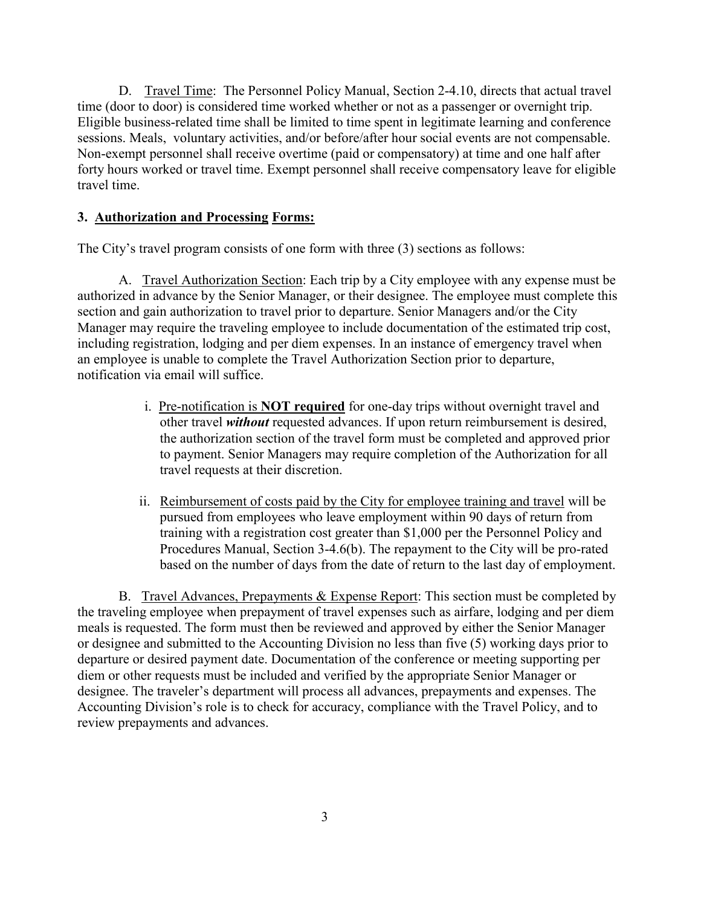D. <u>Travel Time</u>: The Personnel Policy Manual, Section 2-4.10, directs that actual travel time (door to door) is considered time worked whether or not as a passenger or overnight trip. Eligible business-related time shall be limited to time spent in legitimate learning and conference sessions. Meals, voluntary activities, and/or before/after hour social events are not compensable. Non-exempt personnel shall receive overtime (paid or compensatory) at time and one half after forty hours worked or travel time. Exempt personnel shall receive compensatory leave for eligible travel time.

### 3. Authorization and Processing Forms:

The City's travel program consists of one form with three (3) sections as follows:

A. <u>Travel Authorization Section</u>: Each trip by a City employee with any expense must be authorized in advance by the Senior Manager, or their designee. The employee must complete this section and gain authorization to travel prior to departure. Senior Managers and/or the City Manager may require the traveling employee to include documentation of the estimated trip cost, including registration, lodging and per diem expenses. In an instance of emergency travel when an employee is unable to complete the Travel Authorization Section prior to departure, notification via email will suffice.

i. <u>Pre-notification</u> is **NOT required** for one-day trips without overnight travel and other travel ***without*** requested advances. If upon return reimbursement is desired, the authorization section of the travel form must be completed and approved prior to payment. Senior Managers may require completion of the Authorization for all travel requests at their discretion.

ii. <u>Reimbursement of costs paid by the City for employee training and travel</u> will be pursued from employees who leave employment within 90 days of return from training with a registration cost greater than $1,000 per the Personnel Policy and Procedures Manual, Section 3-4.6(b). The repayment to the City will be pro-rated based on the number of days from the date of return to the last day of employment.

B. <u>Travel Advances, Prepayments & Expense Report</u>: This section must be completed by the traveling employee when prepayment of travel expenses such as airfare, lodging and per diem meals is requested. The form must then be reviewed and approved by either the Senior Manager or designee and submitted to the Accounting Division no less than five (5) working days prior to departure or desired payment date. Documentation of the conference or meeting supporting per diem or other requests must be included and verified by the appropriate Senior Manager or designee. The traveler's department will process all advances, prepayments and expenses. The Accounting Division's role is to check for accuracy, compliance with the Travel Policy, and to review prepayments and advances.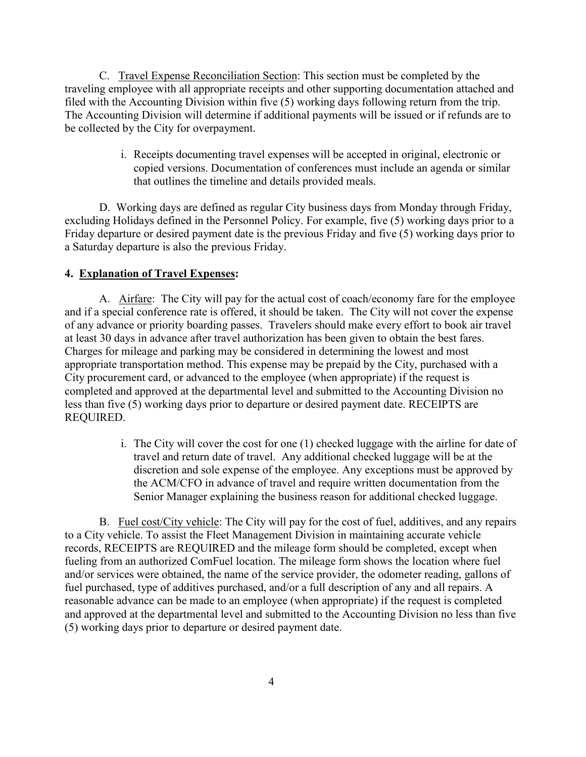C. <u>Travel Expense Reconciliation Section</u>: This section must be completed by the traveling employee with all appropriate receipts and other supporting documentation attached and filed with the Accounting Division within five (5) working days following return from the trip. The Accounting Division will determine if additional payments will be issued or if refunds are to be collected by the City for overpayment.

i. Receipts documenting travel expenses will be accepted in original, electronic or copied versions. Documentation of conferences must include an agenda or similar that outlines the timeline and details provided meals.

D. Working days are defined as regular City business days from Monday through Friday, excluding Holidays defined in the Personnel Policy. For example, five (5) working days prior to a Friday departure or desired payment date is the previous Friday and five (5) working days prior to a Saturday departure is also the previous Friday.

**4. <u>Explanation of Travel Expenses</u>:**

A. <u>Airfare</u>: The City will pay for the actual cost of coach/economy fare for the employee and if a special conference rate is offered, it should be taken. The City will not cover the expense of any advance or priority boarding passes. Travelers should make every effort to book air travel at least 30 days in advance after travel authorization has been given to obtain the best fares. Charges for mileage and parking may be considered in determining the lowest and most appropriate transportation method. This expense may be prepaid by the City, purchased with a City procurement card, or advanced to the employee (when appropriate) if the request is completed and approved at the departmental level and submitted to the Accounting Division no less than five (5) working days prior to departure or desired payment date. RECEIPTS are REQUIRED.

i. The City will cover the cost for one (1) checked luggage with the airline for date of travel and return date of travel. Any additional checked luggage will be at the discretion and sole expense of the employee. Any exceptions must be approved by the ACM/CFO in advance of travel and require written documentation from the Senior Manager explaining the business reason for additional checked luggage.

B. <u>Fuel cost/City vehicle</u>: The City will pay for the cost of fuel, additives, and any repairs to a City vehicle. To assist the Fleet Management Division in maintaining accurate vehicle records, RECEIPTS are REQUIRED and the mileage form should be completed, except when fueling from an authorized ComFuel location. The mileage form shows the location where fuel and/or services were obtained, the name of the service provider, the odometer reading, gallons of fuel purchased, type of additives purchased, and/or a full description of any and all repairs. A reasonable advance can be made to an employee (when appropriate) if the request is completed and approved at the departmental level and submitted to the Accounting Division no less than five (5) working days prior to departure or desired payment date.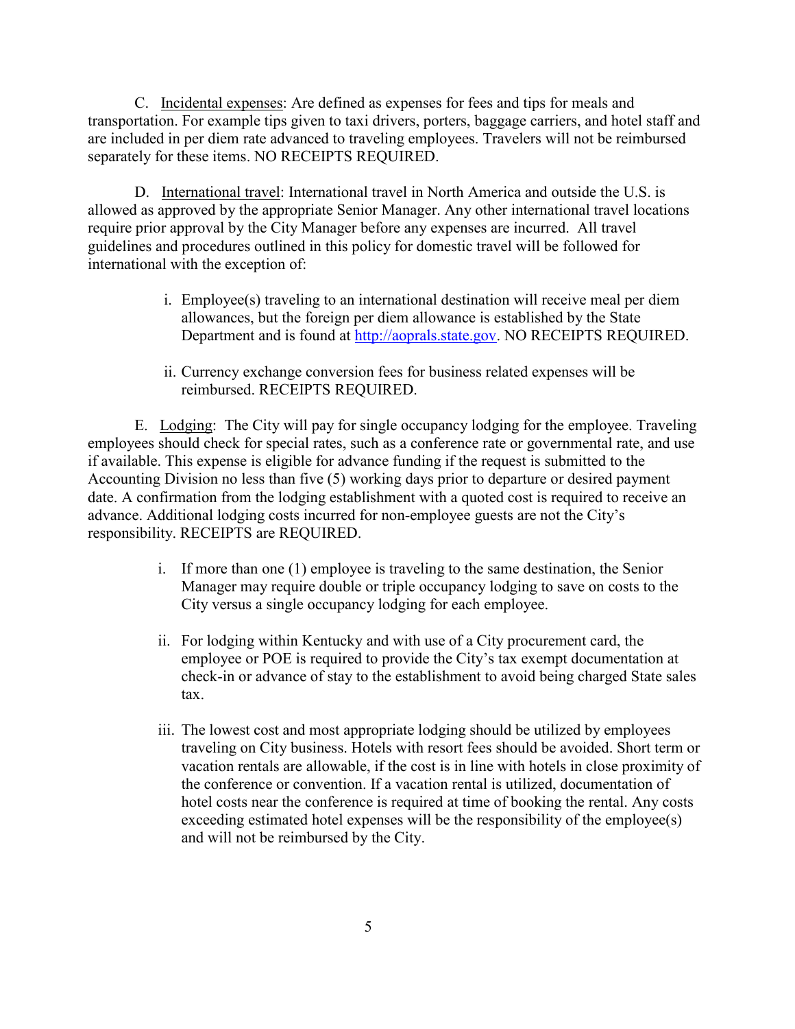C. <u>Incidental expenses</u>: Are defined as expenses for fees and tips for meals and transportation. For example tips given to taxi drivers, porters, baggage carriers, and hotel staff and are included in per diem rate advanced to traveling employees. Travelers will not be reimbursed separately for these items. NO RECEIPTS REQUIRED.

D. <u>International travel</u>: International travel in North America and outside the U.S. is allowed as approved by the appropriate Senior Manager. Any other international travel locations require prior approval by the City Manager before any expenses are incurred. All travel guidelines and procedures outlined in this policy for domestic travel will be followed for international with the exception of:

i. Employee(s) traveling to an international destination will receive meal per diem allowances, but the foreign per diem allowance is established by the State Department and is found at [http://aoprals.state.gov](http://aoprals.state.gov). NO RECEIPTS REQUIRED.

ii. Currency exchange conversion fees for business related expenses will be reimbursed. RECEIPTS REQUIRED.

E. <u>Lodging</u>: The City will pay for single occupancy lodging for the employee. Traveling employees should check for special rates, such as a conference rate or governmental rate, and use if available. This expense is eligible for advance funding if the request is submitted to the Accounting Division no less than five (5) working days prior to departure or desired payment date. A confirmation from the lodging establishment with a quoted cost is required to receive an advance. Additional lodging costs incurred for non-employee guests are not the City's responsibility. RECEIPTS are REQUIRED.

i. If more than one (1) employee is traveling to the same destination, the Senior Manager may require double or triple occupancy lodging to save on costs to the City versus a single occupancy lodging for each employee.

ii. For lodging within Kentucky and with use of a City procurement card, the employee or POE is required to provide the City's tax exempt documentation at check-in or advance of stay to the establishment to avoid being charged State sales tax.

iii. The lowest cost and most appropriate lodging should be utilized by employees traveling on City business. Hotels with resort fees should be avoided. Short term or vacation rentals are allowable, if the cost is in line with hotels in close proximity of the conference or convention. If a vacation rental is utilized, documentation of hotel costs near the conference is required at time of booking the rental. Any costs exceeding estimated hotel expenses will be the responsibility of the employee(s) and will not be reimbursed by the City.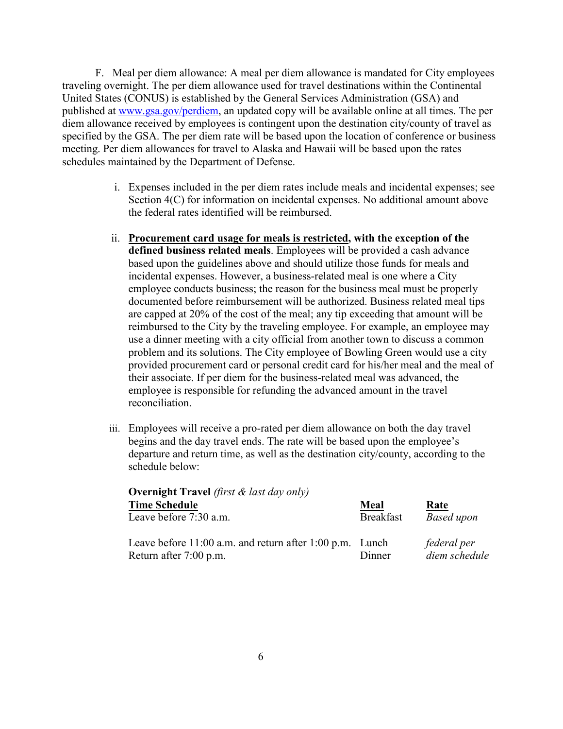F. <u>Meal per diem allowance</u>: A meal per diem allowance is mandated for City employees traveling overnight. The per diem allowance used for travel destinations within the Continental United States (CONUS) is established by the General Services Administration (GSA) and published at [www.gsa.gov/perdiem](http://www.gsa.gov/perdiem), an updated copy will be available online at all times. The per diem allowance received by employees is contingent upon the destination city/county of travel as specified by the GSA. The per diem rate will be based upon the location of conference or business meeting. Per diem allowances for travel to Alaska and Hawaii will be based upon the rates schedules maintained by the Department of Defense.

i. Expenses included in the per diem rates include meals and incidental expenses; see Section 4(C) for information on incidental expenses. No additional amount above the federal rates identified will be reimbursed.

ii. **<u>Procurement card usage for meals is restricted</u>, with the exception of the defined business related meals**. Employees will be provided a cash advance based upon the guidelines above and should utilize those funds for meals and incidental expenses. However, a business-related meal is one where a City employee conducts business; the reason for the business meal must be properly documented before reimbursement will be authorized. Business related meal tips are capped at 20% of the cost of the meal; any tip exceeding that amount will be reimbursed to the City by the traveling employee. For example, an employee may use a dinner meeting with a city official from another town to discuss a common problem and its solutions. The City employee of Bowling Green would use a city provided procurement card or personal credit card for his/her meal and the meal of their associate. If per diem for the business-related meal was advanced, the employee is responsible for refunding the advanced amount in the travel reconciliation.

iii. Employees will receive a pro-rated per diem allowance on both the day travel begins and the day travel ends. The rate will be based upon the employee's departure and return time, as well as the destination city/county, according to the schedule below:

**Overnight Travel** *(first & last day only)*

| Time Schedule | Meal | Rate |
|---|---|---|
| Leave before 7:30 a.m. | Breakfast | *Based upon* |
| Leave before 11:00 a.m. and return after 1:00 p.m. | Lunch | *federal per* |
| Return after 7:00 p.m. | Dinner | *diem schedule* |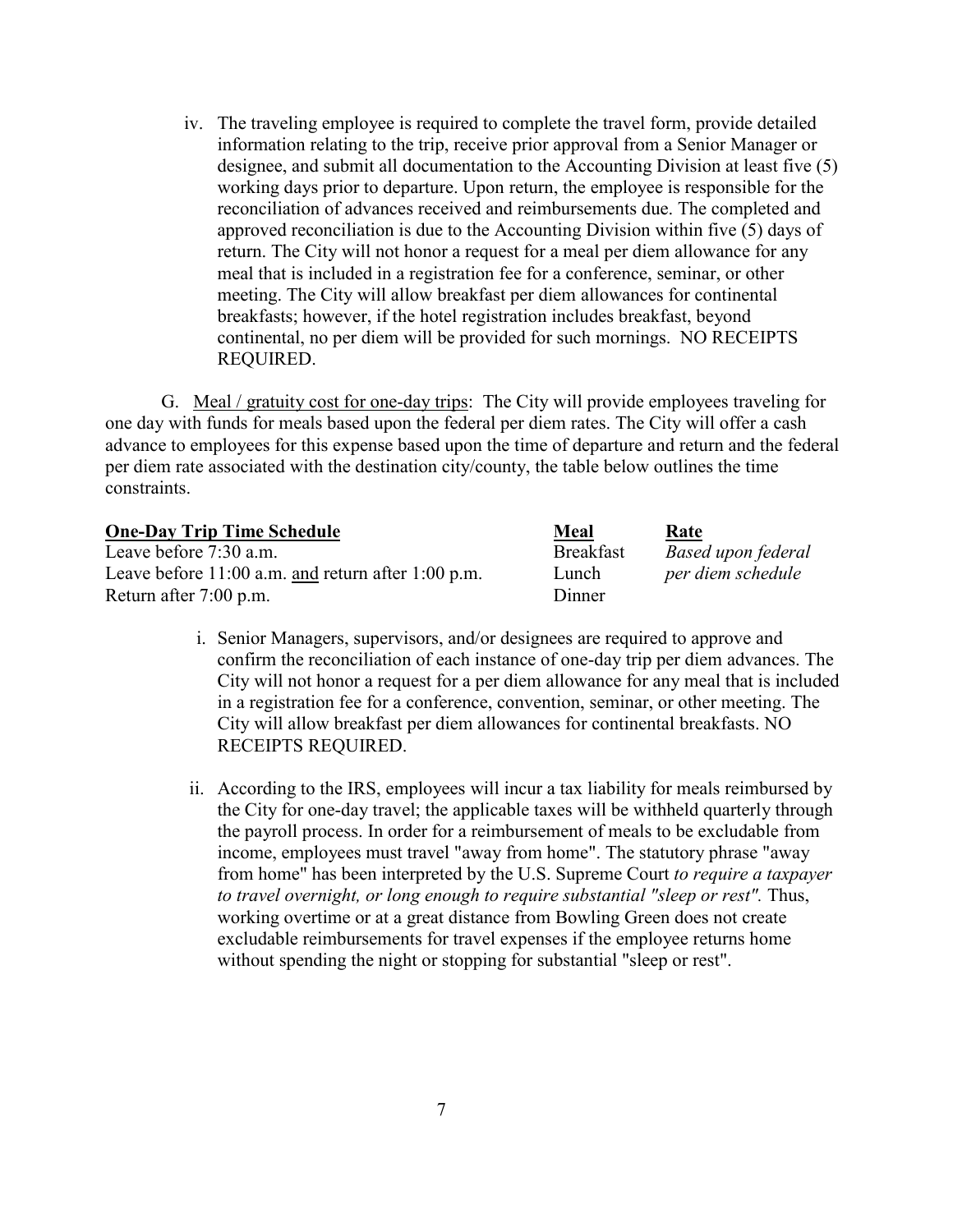iv. The traveling employee is required to complete the travel form, provide detailed information relating to the trip, receive prior approval from a Senior Manager or designee, and submit all documentation to the Accounting Division at least five (5) working days prior to departure. Upon return, the employee is responsible for the reconciliation of advances received and reimbursements due. The completed and approved reconciliation is due to the Accounting Division within five (5) days of return. The City will not honor a request for a meal per diem allowance for any meal that is included in a registration fee for a conference, seminar, or other meeting. The City will allow breakfast per diem allowances for continental breakfasts; however, if the hotel registration includes breakfast, beyond continental, no per diem will be provided for such mornings. NO RECEIPTS REQUIRED.

G. Meal / gratuity cost for one-day trips: The City will provide employees traveling for one day with funds for meals based upon the federal per diem rates. The City will offer a cash advance to employees for this expense based upon the time of departure and return and the federal per diem rate associated with the destination city/county, the table below outlines the time constraints.

| **One-Day Trip Time Schedule** | **Meal** | **Rate** |
|---|---|---|
| Leave before 7:30 a.m. | Breakfast | *Based upon federal* |
| Leave before 11:00 a.m. and return after 1:00 p.m. | Lunch | *per diem schedule* |
| Return after 7:00 p.m. | Dinner | |

i. Senior Managers, supervisors, and/or designees are required to approve and confirm the reconciliation of each instance of one-day trip per diem advances. The City will not honor a request for a per diem allowance for any meal that is included in a registration fee for a conference, convention, seminar, or other meeting. The City will allow breakfast per diem allowances for continental breakfasts. NO RECEIPTS REQUIRED.

ii. According to the IRS, employees will incur a tax liability for meals reimbursed by the City for one-day travel; the applicable taxes will be withheld quarterly through the payroll process. In order for a reimbursement of meals to be excludable from income, employees must travel "away from home". The statutory phrase "away from home" has been interpreted by the U.S. Supreme Court *to require a taxpayer to travel overnight, or long enough to require substantial "sleep or rest".* Thus, working overtime or at a great distance from Bowling Green does not create excludable reimbursements for travel expenses if the employee returns home without spending the night or stopping for substantial "sleep or rest".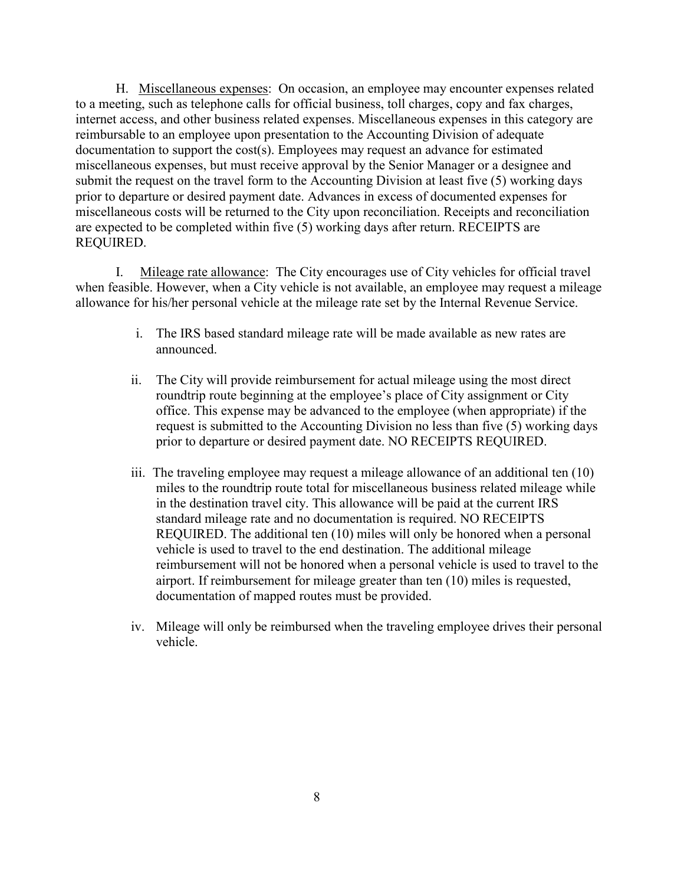H. <u>Miscellaneous expenses</u>: On occasion, an employee may encounter expenses related to a meeting, such as telephone calls for official business, toll charges, copy and fax charges, internet access, and other business related expenses. Miscellaneous expenses in this category are reimbursable to an employee upon presentation to the Accounting Division of adequate documentation to support the cost(s). Employees may request an advance for estimated miscellaneous expenses, but must receive approval by the Senior Manager or a designee and submit the request on the travel form to the Accounting Division at least five (5) working days prior to departure or desired payment date. Advances in excess of documented expenses for miscellaneous costs will be returned to the City upon reconciliation. Receipts and reconciliation are expected to be completed within five (5) working days after return. RECEIPTS are REQUIRED.

I. <u>Mileage rate allowance</u>: The City encourages use of City vehicles for official travel when feasible. However, when a City vehicle is not available, an employee may request a mileage allowance for his/her personal vehicle at the mileage rate set by the Internal Revenue Service.

i. The IRS based standard mileage rate will be made available as new rates are announced.

ii. The City will provide reimbursement for actual mileage using the most direct roundtrip route beginning at the employee's place of City assignment or City office. This expense may be advanced to the employee (when appropriate) if the request is submitted to the Accounting Division no less than five (5) working days prior to departure or desired payment date. NO RECEIPTS REQUIRED.

iii. The traveling employee may request a mileage allowance of an additional ten (10) miles to the roundtrip route total for miscellaneous business related mileage while in the destination travel city. This allowance will be paid at the current IRS standard mileage rate and no documentation is required. NO RECEIPTS REQUIRED. The additional ten (10) miles will only be honored when a personal vehicle is used to travel to the end destination. The additional mileage reimbursement will not be honored when a personal vehicle is used to travel to the airport. If reimbursement for mileage greater than ten (10) miles is requested, documentation of mapped routes must be provided.

iv. Mileage will only be reimbursed when the traveling employee drives their personal vehicle.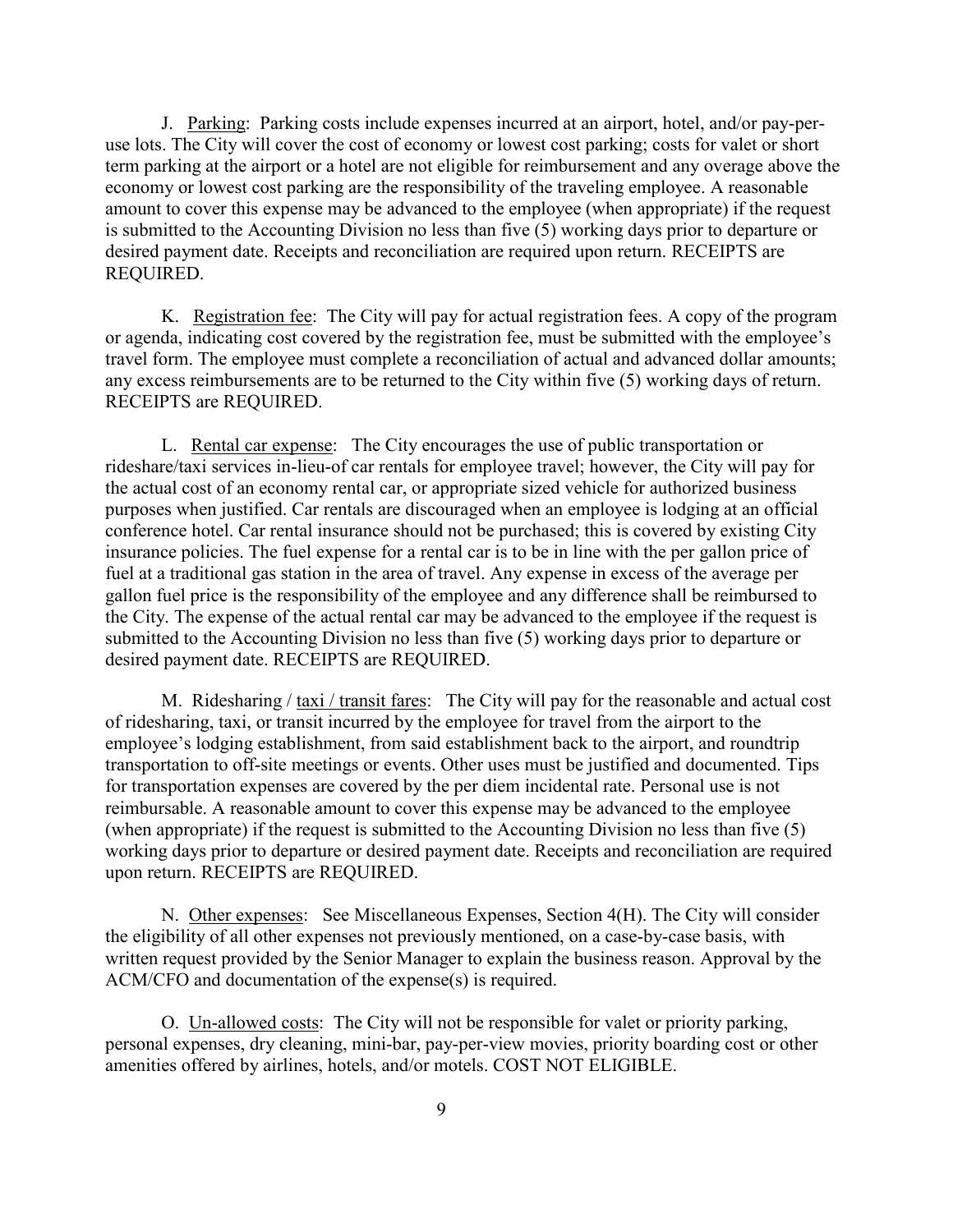J. <u>Parking</u>: Parking costs include expenses incurred at an airport, hotel, and/or pay-per-use lots. The City will cover the cost of economy or lowest cost parking; costs for valet or short term parking at the airport or a hotel are not eligible for reimbursement and any overage above the economy or lowest cost parking are the responsibility of the traveling employee. A reasonable amount to cover this expense may be advanced to the employee (when appropriate) if the request is submitted to the Accounting Division no less than five (5) working days prior to departure or desired payment date. Receipts and reconciliation are required upon return. RECEIPTS are REQUIRED.

K. <u>Registration fee</u>: The City will pay for actual registration fees. A copy of the program or agenda, indicating cost covered by the registration fee, must be submitted with the employee's travel form. The employee must complete a reconciliation of actual and advanced dollar amounts; any excess reimbursements are to be returned to the City within five (5) working days of return. RECEIPTS are REQUIRED.

L. <u>Rental car expense</u>: The City encourages the use of public transportation or rideshare/taxi services in-lieu-of car rentals for employee travel; however, the City will pay for the actual cost of an economy rental car, or appropriate sized vehicle for authorized business purposes when justified. Car rentals are discouraged when an employee is lodging at an official conference hotel. Car rental insurance should not be purchased; this is covered by existing City insurance policies. The fuel expense for a rental car is to be in line with the per gallon price of fuel at a traditional gas station in the area of travel. Any expense in excess of the average per gallon fuel price is the responsibility of the employee and any difference shall be reimbursed to the City. The expense of the actual rental car may be advanced to the employee if the request is submitted to the Accounting Division no less than five (5) working days prior to departure or desired payment date. RECEIPTS are REQUIRED.

M. Ridesharing / <u>taxi / transit fares</u>: The City will pay for the reasonable and actual cost of ridesharing, taxi, or transit incurred by the employee for travel from the airport to the employee's lodging establishment, from said establishment back to the airport, and roundtrip transportation to off-site meetings or events. Other uses must be justified and documented. Tips for transportation expenses are covered by the per diem incidental rate. Personal use is not reimbursable. A reasonable amount to cover this expense may be advanced to the employee (when appropriate) if the request is submitted to the Accounting Division no less than five (5) working days prior to departure or desired payment date. Receipts and reconciliation are required upon return. RECEIPTS are REQUIRED.

N. <u>Other expenses</u>: See Miscellaneous Expenses, Section 4(H). The City will consider the eligibility of all other expenses not previously mentioned, on a case-by-case basis, with written request provided by the Senior Manager to explain the business reason. Approval by the ACM/CFO and documentation of the expense(s) is required.

O. <u>Un-allowed costs</u>: The City will not be responsible for valet or priority parking, personal expenses, dry cleaning, mini-bar, pay-per-view movies, priority boarding cost or other amenities offered by airlines, hotels, and/or motels. COST NOT ELIGIBLE.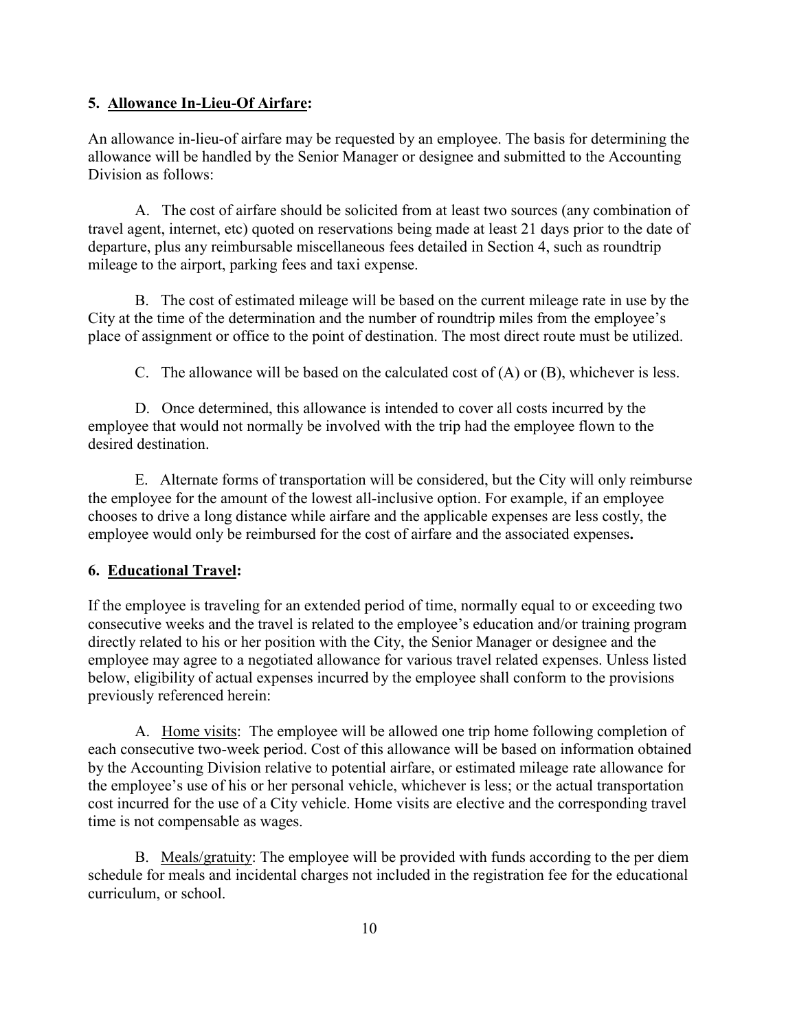**5. <u>Allowance In-Lieu-Of Airfare</u>:**

An allowance in-lieu-of airfare may be requested by an employee. The basis for determining the allowance will be handled by the Senior Manager or designee and submitted to the Accounting Division as follows:

A. The cost of airfare should be solicited from at least two sources (any combination of travel agent, internet, etc) quoted on reservations being made at least 21 days prior to the date of departure, plus any reimbursable miscellaneous fees detailed in Section 4, such as roundtrip mileage to the airport, parking fees and taxi expense.

B. The cost of estimated mileage will be based on the current mileage rate in use by the City at the time of the determination and the number of roundtrip miles from the employee's place of assignment or office to the point of destination. The most direct route must be utilized.

C. The allowance will be based on the calculated cost of (A) or (B), whichever is less.

D. Once determined, this allowance is intended to cover all costs incurred by the employee that would not normally be involved with the trip had the employee flown to the desired destination.

E. Alternate forms of transportation will be considered, but the City will only reimburse the employee for the amount of the lowest all-inclusive option. For example, if an employee chooses to drive a long distance while airfare and the applicable expenses are less costly, the employee would only be reimbursed for the cost of airfare and the associated expenses**.**

**6. <u>Educational Travel</u>:**

If the employee is traveling for an extended period of time, normally equal to or exceeding two consecutive weeks and the travel is related to the employee's education and/or training program directly related to his or her position with the City, the Senior Manager or designee and the employee may agree to a negotiated allowance for various travel related expenses. Unless listed below, eligibility of actual expenses incurred by the employee shall conform to the provisions previously referenced herein:

A. <u>Home visits</u>: The employee will be allowed one trip home following completion of each consecutive two-week period. Cost of this allowance will be based on information obtained by the Accounting Division relative to potential airfare, or estimated mileage rate allowance for the employee's use of his or her personal vehicle, whichever is less; or the actual transportation cost incurred for the use of a City vehicle. Home visits are elective and the corresponding travel time is not compensable as wages.

B. <u>Meals/gratuity</u>: The employee will be provided with funds according to the per diem schedule for meals and incidental charges not included in the registration fee for the educational curriculum, or school.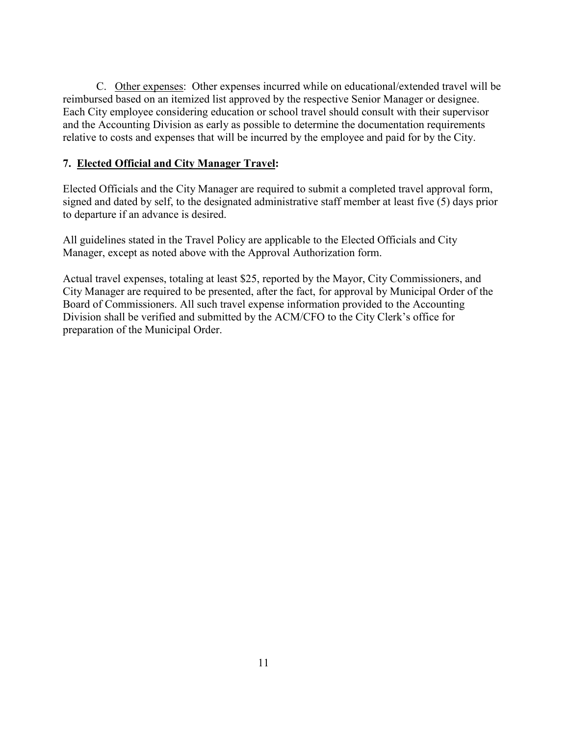C. Other expenses: Other expenses incurred while on educational/extended travel will be reimbursed based on an itemized list approved by the respective Senior Manager or designee. Each City employee considering education or school travel should consult with their supervisor and the Accounting Division as early as possible to determine the documentation requirements relative to costs and expenses that will be incurred by the employee and paid for by the City.

**7. Elected Official and City Manager Travel:**

Elected Officials and the City Manager are required to submit a completed travel approval form, signed and dated by self, to the designated administrative staff member at least five (5) days prior to departure if an advance is desired.

All guidelines stated in the Travel Policy are applicable to the Elected Officials and City Manager, except as noted above with the Approval Authorization form.

Actual travel expenses, totaling at least $25, reported by the Mayor, City Commissioners, and City Manager are required to be presented, after the fact, for approval by Municipal Order of the Board of Commissioners. All such travel expense information provided to the Accounting Division shall be verified and submitted by the ACM/CFO to the City Clerk's office for preparation of the Municipal Order.